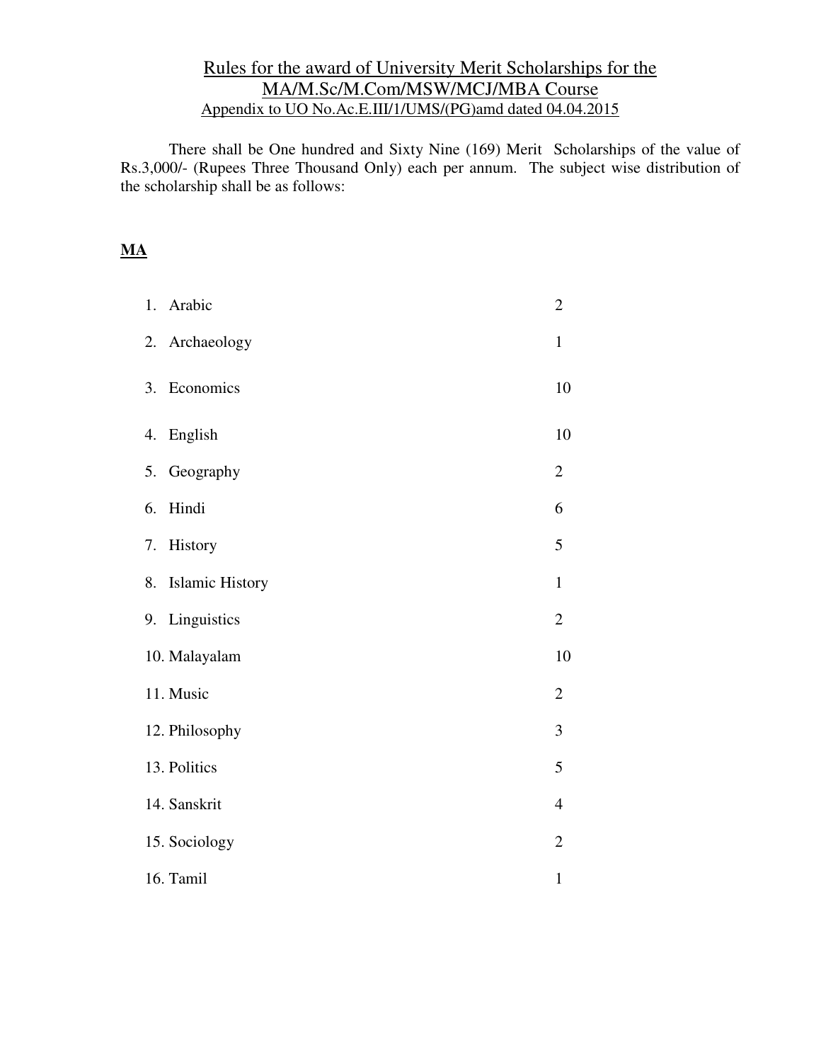# Rules for the award of University Merit Scholarships for the MA/M.Sc/M.Com/MSW/MCJ/MBA Course

Appendix to UO No.Ac.E.III/1/UMS/(PG)amd dated 04.04.2015

There shall be One hundred and Sixty Nine (169) Merit Scholarships of the value of Rs.3,000/- (Rupees Three Thousand Only) each per annum. The subject wise distribution of the scholarship shall be as follows:

**MA**

| | |
|---|---|
| 1. Arabic | 2 |
| 2. Archaeology | 1 |
| 3. Economics | 10 |
| 4. English | 10 |
| 5. Geography | 2 |
| 6. Hindi | 6 |
| 7. History | 5 |
| 8. Islamic History | 1 |
| 9. Linguistics | 2 |
| 10. Malayalam | 10 |
| 11. Music | 2 |
| 12. Philosophy | 3 |
| 13. Politics | 5 |
| 14. Sanskrit | 4 |
| 15. Sociology | 2 |
| 16. Tamil | 1 |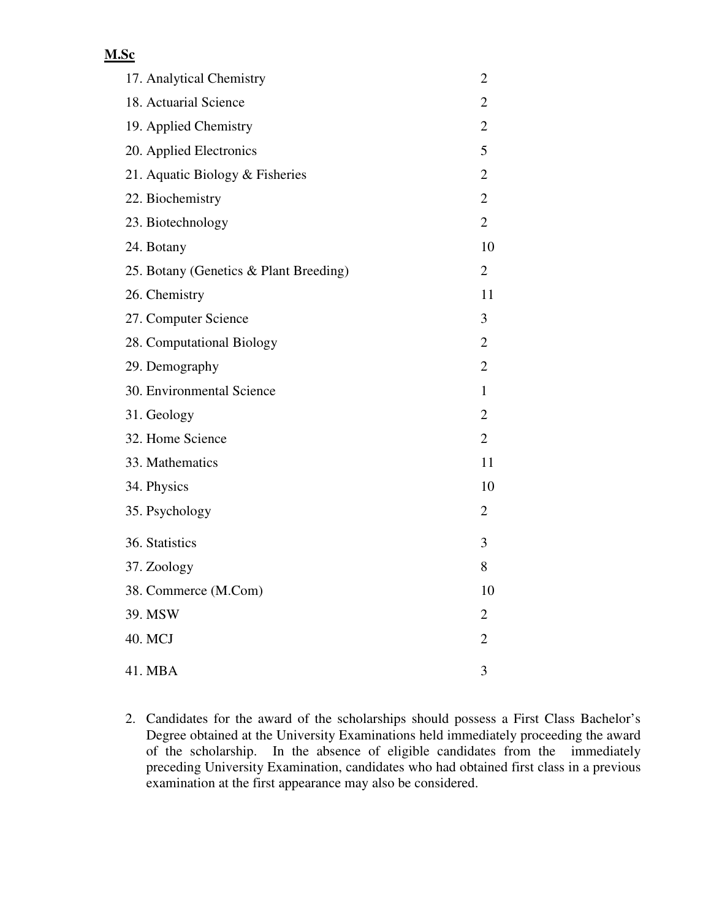**M.Sc**

| | |
|---|---|
| 17. Analytical Chemistry | 2 |
| 18. Actuarial Science | 2 |
| 19. Applied Chemistry | 2 |
| 20. Applied Electronics | 5 |
| 21. Aquatic Biology & Fisheries | 2 |
| 22. Biochemistry | 2 |
| 23. Biotechnology | 2 |
| 24. Botany | 10 |
| 25. Botany (Genetics & Plant Breeding) | 2 |
| 26. Chemistry | 11 |
| 27. Computer Science | 3 |
| 28. Computational Biology | 2 |
| 29. Demography | 2 |
| 30. Environmental Science | 1 |
| 31. Geology | 2 |
| 32. Home Science | 2 |
| 33. Mathematics | 11 |
| 34. Physics | 10 |
| 35. Psychology | 2 |
| 36. Statistics | 3 |
| 37. Zoology | 8 |
| 38. Commerce (M.Com) | 10 |
| 39. MSW | 2 |
| 40. MCJ | 2 |
| 41. MBA | 3 |

2. Candidates for the award of the scholarships should possess a First Class Bachelor's Degree obtained at the University Examinations held immediately proceeding the award of the scholarship. In the absence of eligible candidates from the immediately preceding University Examination, candidates who had obtained first class in a previous examination at the first appearance may also be considered.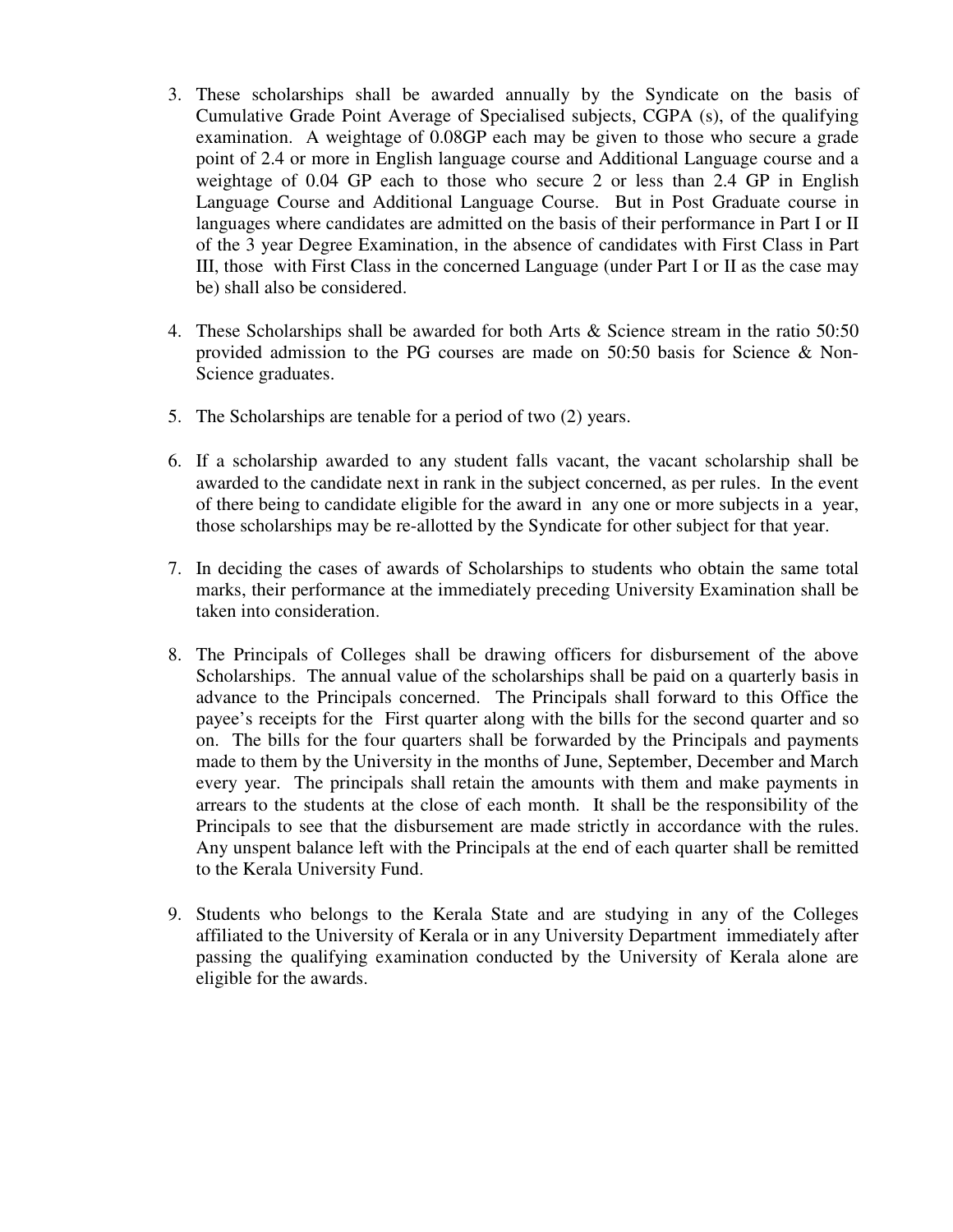3. These scholarships shall be awarded annually by the Syndicate on the basis of Cumulative Grade Point Average of Specialised subjects, CGPA (s), of the qualifying examination. A weightage of 0.08GP each may be given to those who secure a grade point of 2.4 or more in English language course and Additional Language course and a weightage of 0.04 GP each to those who secure 2 or less than 2.4 GP in English Language Course and Additional Language Course. But in Post Graduate course in languages where candidates are admitted on the basis of their performance in Part I or II of the 3 year Degree Examination, in the absence of candidates with First Class in Part III, those with First Class in the concerned Language (under Part I or II as the case may be) shall also be considered.

4. These Scholarships shall be awarded for both Arts & Science stream in the ratio 50:50 provided admission to the PG courses are made on 50:50 basis for Science & Non-Science graduates.

5. The Scholarships are tenable for a period of two (2) years.

6. If a scholarship awarded to any student falls vacant, the vacant scholarship shall be awarded to the candidate next in rank in the subject concerned, as per rules. In the event of there being to candidate eligible for the award in any one or more subjects in a year, those scholarships may be re-allotted by the Syndicate for other subject for that year.

7. In deciding the cases of awards of Scholarships to students who obtain the same total marks, their performance at the immediately preceding University Examination shall be taken into consideration.

8. The Principals of Colleges shall be drawing officers for disbursement of the above Scholarships. The annual value of the scholarships shall be paid on a quarterly basis in advance to the Principals concerned. The Principals shall forward to this Office the payee's receipts for the First quarter along with the bills for the second quarter and so on. The bills for the four quarters shall be forwarded by the Principals and payments made to them by the University in the months of June, September, December and March every year. The principals shall retain the amounts with them and make payments in arrears to the students at the close of each month. It shall be the responsibility of the Principals to see that the disbursement are made strictly in accordance with the rules. Any unspent balance left with the Principals at the end of each quarter shall be remitted to the Kerala University Fund.

9. Students who belongs to the Kerala State and are studying in any of the Colleges affiliated to the University of Kerala or in any University Department immediately after passing the qualifying examination conducted by the University of Kerala alone are eligible for the awards.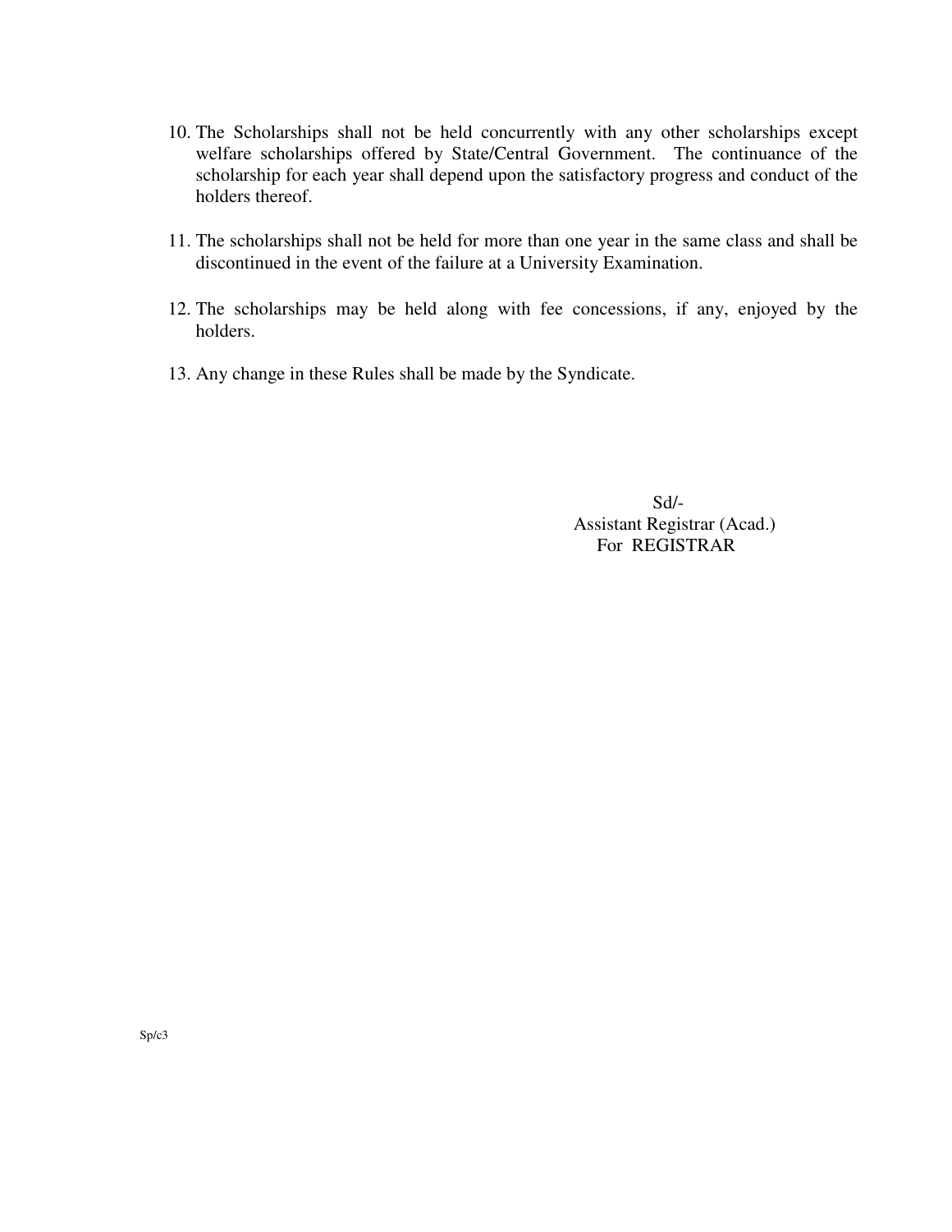10. The Scholarships shall not be held concurrently with any other scholarships except welfare scholarships offered by State/Central Government. The continuance of the scholarship for each year shall depend upon the satisfactory progress and conduct of the holders thereof.

11. The scholarships shall not be held for more than one year in the same class and shall be discontinued in the event of the failure at a University Examination.

12. The scholarships may be held along with fee concessions, if any, enjoyed by the holders.

13. Any change in these Rules shall be made by the Syndicate.

Sd/-
Assistant Registrar (Acad.)
For REGISTRAR

Sp/c3